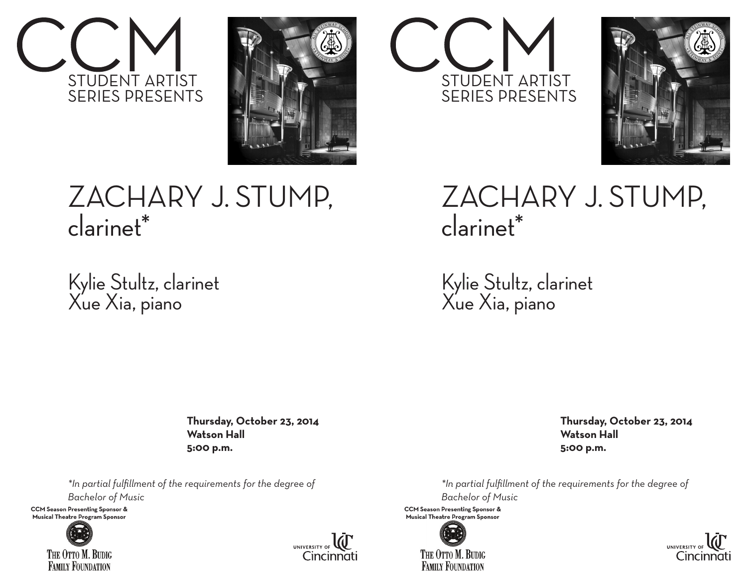# CCM

STUDENT ARTIST SERIES PRESENTS

# ZACHARY J. STUMP, clarinet*

Kylie Stultz, clarinet
Xue Xia, piano

**Thursday, October 23, 2014**
**Watson Hall**
**5:00 p.m.**

*In partial fulfillment of the requirements for the degree of Bachelor of Music*

**CCM Season Presenting Sponsor & Musical Theatre Program Sponsor**

THE OTTO M. BUDIG FAMILY FOUNDATION

UNIVERSITY OF Cincinnati

# CCM

STUDENT ARTIST SERIES PRESENTS

# ZACHARY J. STUMP, clarinet*

Kylie Stultz, clarinet
Xue Xia, piano

**Thursday, October 23, 2014**
**Watson Hall**
**5:00 p.m.**

*In partial fulfillment of the requirements for the degree of Bachelor of Music*

**CCM Season Presenting Sponsor & Musical Theatre Program Sponsor**

THE OTTO M. BUDIG FAMILY FOUNDATION

UNIVERSITY OF Cincinnati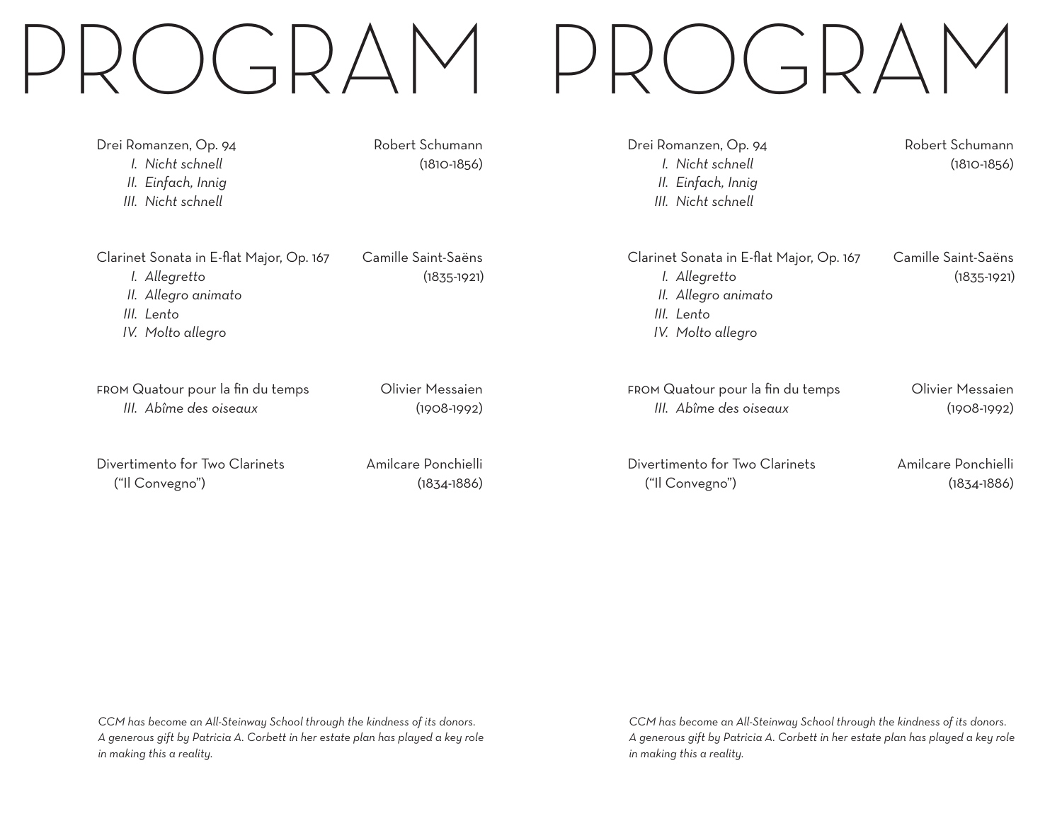# PROGRAM

Drei Romanzen, Op. 94 — Robert Schumann (1810-1856)

*I. Nicht schnell*
*II. Einfach, Innig*
*III. Nicht schnell*

Clarinet Sonata in E-flat Major, Op. 167 — Camille Saint-Saëns (1835-1921)

*I. Allegretto*
*II. Allegro animato*
*III. Lento*
*IV. Molto allegro*

FROM Quatour pour la fin du temps — Olivier Messaien (1908-1992)

*III. Abîme des oiseaux*

Divertimento for Two Clarinets (“Il Convegno”) — Amilcare Ponchielli (1834-1886)

*CCM has become an All-Steinway School through the kindness of its donors. A generous gift by Patricia A. Corbett in her estate plan has played a key role in making this a reality.*

# PROGRAM

Drei Romanzen, Op. 94 — Robert Schumann (1810-1856)

*I. Nicht schnell*
*II. Einfach, Innig*
*III. Nicht schnell*

Clarinet Sonata in E-flat Major, Op. 167 — Camille Saint-Saëns (1835-1921)

*I. Allegretto*
*II. Allegro animato*
*III. Lento*
*IV. Molto allegro*

FROM Quatour pour la fin du temps — Olivier Messaien (1908-1992)

*III. Abîme des oiseaux*

Divertimento for Two Clarinets (“Il Convegno”) — Amilcare Ponchielli (1834-1886)

*CCM has become an All-Steinway School through the kindness of its donors. A generous gift by Patricia A. Corbett in her estate plan has played a key role in making this a reality.*